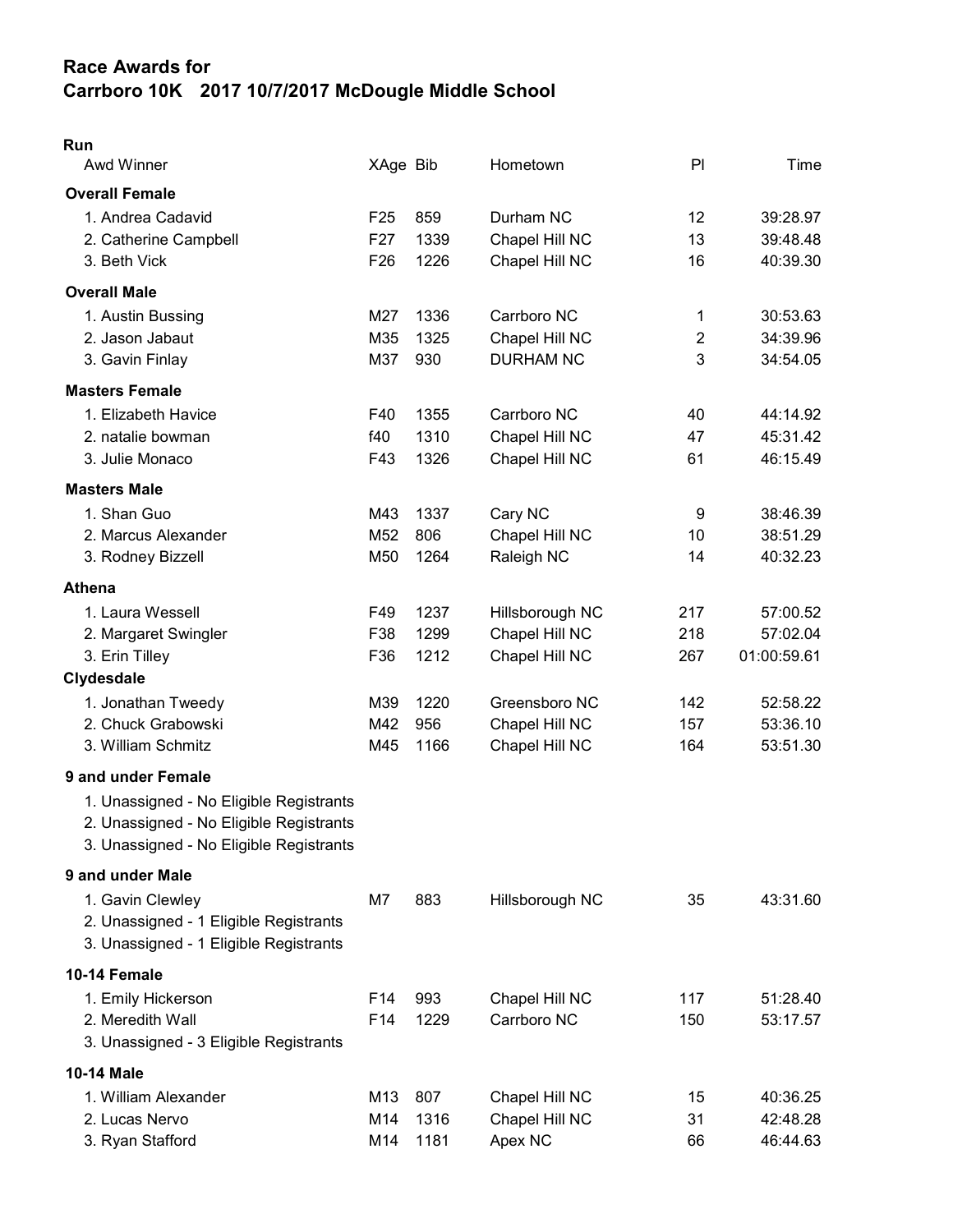# Race Awards for
# Carrboro 10K 2017 10/7/2017 McDougle Middle School

## Run

| Awd Winner | XAge | Bib | Hometown | Pl | Time |
|---|---|---|---|---|---|
| **Overall Female** | | | | | |
| 1. Andrea Cadavid | F25 | 859 | Durham NC | 12 | 39:28.97 |
| 2. Catherine Campbell | F27 | 1339 | Chapel Hill NC | 13 | 39:48.48 |
| 3. Beth Vick | F26 | 1226 | Chapel Hill NC | 16 | 40:39.30 |
| **Overall Male** | | | | | |
| 1. Austin Bussing | M27 | 1336 | Carrboro NC | 1 | 30:53.63 |
| 2. Jason Jabaut | M35 | 1325 | Chapel Hill NC | 2 | 34:39.96 |
| 3. Gavin Finlay | M37 | 930 | DURHAM NC | 3 | 34:54.05 |
| **Masters Female** | | | | | |
| 1. Elizabeth Havice | F40 | 1355 | Carrboro NC | 40 | 44:14.92 |
| 2. natalie bowman | f40 | 1310 | Chapel Hill NC | 47 | 45:31.42 |
| 3. Julie Monaco | F43 | 1326 | Chapel Hill NC | 61 | 46:15.49 |
| **Masters Male** | | | | | |
| 1. Shan Guo | M43 | 1337 | Cary NC | 9 | 38:46.39 |
| 2. Marcus Alexander | M52 | 806 | Chapel Hill NC | 10 | 38:51.29 |
| 3. Rodney Bizzell | M50 | 1264 | Raleigh NC | 14 | 40:32.23 |
| **Athena** | | | | | |
| 1. Laura Wessell | F49 | 1237 | Hillsborough NC | 217 | 57:00.52 |
| 2. Margaret Swingler | F38 | 1299 | Chapel Hill NC | 218 | 57:02.04 |
| 3. Erin Tilley | F36 | 1212 | Chapel Hill NC | 267 | 01:00:59.61 |
| **Clydesdale** | | | | | |
| 1. Jonathan Tweedy | M39 | 1220 | Greensboro NC | 142 | 52:58.22 |
| 2. Chuck Grabowski | M42 | 956 | Chapel Hill NC | 157 | 53:36.10 |
| 3. William Schmitz | M45 | 1166 | Chapel Hill NC | 164 | 53:51.30 |
| **9 and under Female** | | | | | |
| 1. Unassigned - No Eligible Registrants | | | | | |
| 2. Unassigned - No Eligible Registrants | | | | | |
| 3. Unassigned - No Eligible Registrants | | | | | |
| **9 and under Male** | | | | | |
| 1. Gavin Clewley | M7 | 883 | Hillsborough NC | 35 | 43:31.60 |
| 2. Unassigned - 1 Eligible Registrants | | | | | |
| 3. Unassigned - 1 Eligible Registrants | | | | | |
| **10-14 Female** | | | | | |
| 1. Emily Hickerson | F14 | 993 | Chapel Hill NC | 117 | 51:28.40 |
| 2. Meredith Wall | F14 | 1229 | Carrboro NC | 150 | 53:17.57 |
| 3. Unassigned - 3 Eligible Registrants | | | | | |
| **10-14 Male** | | | | | |
| 1. William Alexander | M13 | 807 | Chapel Hill NC | 15 | 40:36.25 |
| 2. Lucas Nervo | M14 | 1316 | Chapel Hill NC | 31 | 42:48.28 |
| 3. Ryan Stafford | M14 | 1181 | Apex NC | 66 | 46:44.63 |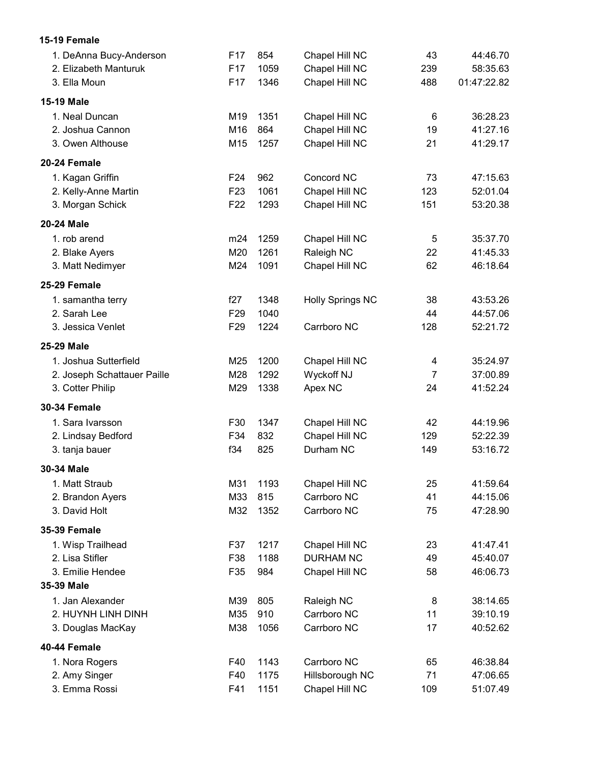**15-19 Female**

| | | | | | |
|---|---|---|---|---|---|
| 1. DeAnna Bucy-Anderson | F17 | 854 | Chapel Hill NC | 43 | 44:46.70 |
| 2. Elizabeth Manturuk | F17 | 1059 | Chapel Hill NC | 239 | 58:35.63 |
| 3. Ella Moun | F17 | 1346 | Chapel Hill NC | 488 | 01:47:22.82 |

**15-19 Male**

| | | | | | |
|---|---|---|---|---|---|
| 1. Neal Duncan | M19 | 1351 | Chapel Hill NC | 6 | 36:28.23 |
| 2. Joshua Cannon | M16 | 864 | Chapel Hill NC | 19 | 41:27.16 |
| 3. Owen Althouse | M15 | 1257 | Chapel Hill NC | 21 | 41:29.17 |

**20-24 Female**

| | | | | | |
|---|---|---|---|---|---|
| 1. Kagan Griffin | F24 | 962 | Concord NC | 73 | 47:15.63 |
| 2. Kelly-Anne Martin | F23 | 1061 | Chapel Hill NC | 123 | 52:01.04 |
| 3. Morgan Schick | F22 | 1293 | Chapel Hill NC | 151 | 53:20.38 |

**20-24 Male**

| | | | | | |
|---|---|---|---|---|---|
| 1. rob arend | m24 | 1259 | Chapel Hill NC | 5 | 35:37.70 |
| 2. Blake Ayers | M20 | 1261 | Raleigh NC | 22 | 41:45.33 |
| 3. Matt Nedimyer | M24 | 1091 | Chapel Hill NC | 62 | 46:18.64 |

**25-29 Female**

| | | | | | |
|---|---|---|---|---|---|
| 1. samantha terry | f27 | 1348 | Holly Springs NC | 38 | 43:53.26 |
| 2. Sarah Lee | F29 | 1040 | | 44 | 44:57.06 |
| 3. Jessica Venlet | F29 | 1224 | Carrboro NC | 128 | 52:21.72 |

**25-29 Male**

| | | | | | |
|---|---|---|---|---|---|
| 1. Joshua Sutterfield | M25 | 1200 | Chapel Hill NC | 4 | 35:24.97 |
| 2. Joseph Schattauer Paille | M28 | 1292 | Wyckoff NJ | 7 | 37:00.89 |
| 3. Cotter Philip | M29 | 1338 | Apex NC | 24 | 41:52.24 |

**30-34 Female**

| | | | | | |
|---|---|---|---|---|---|
| 1. Sara Ivarsson | F30 | 1347 | Chapel Hill NC | 42 | 44:19.96 |
| 2. Lindsay Bedford | F34 | 832 | Chapel Hill NC | 129 | 52:22.39 |
| 3. tanja bauer | f34 | 825 | Durham NC | 149 | 53:16.72 |

**30-34 Male**

| | | | | | |
|---|---|---|---|---|---|
| 1. Matt Straub | M31 | 1193 | Chapel Hill NC | 25 | 41:59.64 |
| 2. Brandon Ayers | M33 | 815 | Carrboro NC | 41 | 44:15.06 |
| 3. David Holt | M32 | 1352 | Carrboro NC | 75 | 47:28.90 |

**35-39 Female**

| | | | | | |
|---|---|---|---|---|---|
| 1. Wisp Trailhead | F37 | 1217 | Chapel Hill NC | 23 | 41:47.41 |
| 2. Lisa Stifler | F38 | 1188 | DURHAM NC | 49 | 45:40.07 |
| 3. Emilie Hendee | F35 | 984 | Chapel Hill NC | 58 | 46:06.73 |

**35-39 Male**

| | | | | | |
|---|---|---|---|---|---|
| 1. Jan Alexander | M39 | 805 | Raleigh NC | 8 | 38:14.65 |
| 2. HUYNH LINH DINH | M35 | 910 | Carrboro NC | 11 | 39:10.19 |
| 3. Douglas MacKay | M38 | 1056 | Carrboro NC | 17 | 40:52.62 |

**40-44 Female**

| | | | | | |
|---|---|---|---|---|---|
| 1. Nora Rogers | F40 | 1143 | Carrboro NC | 65 | 46:38.84 |
| 2. Amy Singer | F40 | 1175 | Hillsborough NC | 71 | 47:06.65 |
| 3. Emma Rossi | F41 | 1151 | Chapel Hill NC | 109 | 51:07.49 |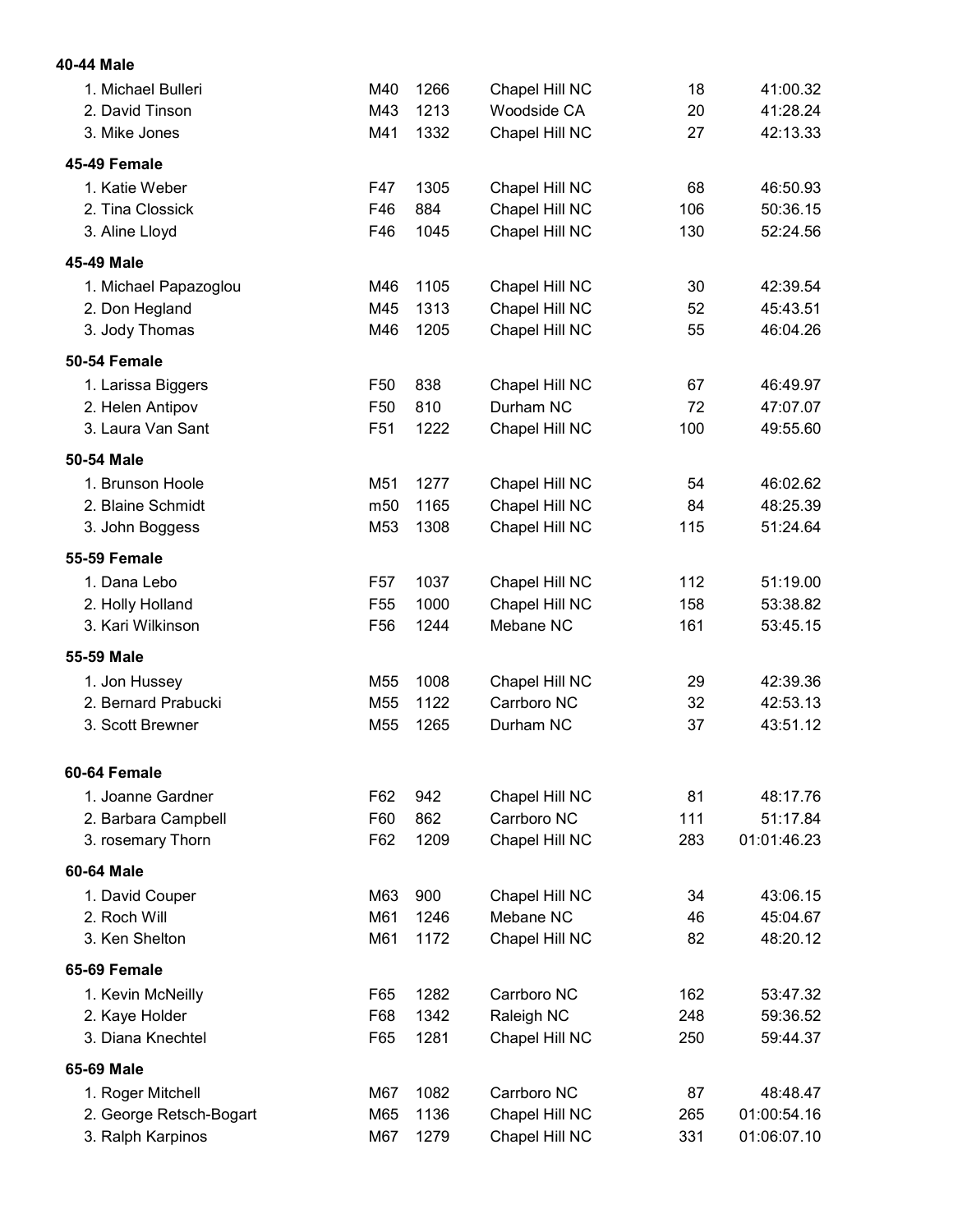**40-44 Male**

| | | | | | |
|---|---|---|---|---|---|
| 1. Michael Bulleri | M40 | 1266 | Chapel Hill NC | 18 | 41:00.32 |
| 2. David Tinson | M43 | 1213 | Woodside CA | 20 | 41:28.24 |
| 3. Mike Jones | M41 | 1332 | Chapel Hill NC | 27 | 42:13.33 |

**45-49 Female**

| | | | | | |
|---|---|---|---|---|---|
| 1. Katie Weber | F47 | 1305 | Chapel Hill NC | 68 | 46:50.93 |
| 2. Tina Clossick | F46 | 884 | Chapel Hill NC | 106 | 50:36.15 |
| 3. Aline Lloyd | F46 | 1045 | Chapel Hill NC | 130 | 52:24.56 |

**45-49 Male**

| | | | | | |
|---|---|---|---|---|---|
| 1. Michael Papazoglou | M46 | 1105 | Chapel Hill NC | 30 | 42:39.54 |
| 2. Don Hegland | M45 | 1313 | Chapel Hill NC | 52 | 45:43.51 |
| 3. Jody Thomas | M46 | 1205 | Chapel Hill NC | 55 | 46:04.26 |

**50-54 Female**

| | | | | | |
|---|---|---|---|---|---|
| 1. Larissa Biggers | F50 | 838 | Chapel Hill NC | 67 | 46:49.97 |
| 2. Helen Antipov | F50 | 810 | Durham NC | 72 | 47:07.07 |
| 3. Laura Van Sant | F51 | 1222 | Chapel Hill NC | 100 | 49:55.60 |

**50-54 Male**

| | | | | | |
|---|---|---|---|---|---|
| 1. Brunson Hoole | M51 | 1277 | Chapel Hill NC | 54 | 46:02.62 |
| 2. Blaine Schmidt | m50 | 1165 | Chapel Hill NC | 84 | 48:25.39 |
| 3. John Boggess | M53 | 1308 | Chapel Hill NC | 115 | 51:24.64 |

**55-59 Female**

| | | | | | |
|---|---|---|---|---|---|
| 1. Dana Lebo | F57 | 1037 | Chapel Hill NC | 112 | 51:19.00 |
| 2. Holly Holland | F55 | 1000 | Chapel Hill NC | 158 | 53:38.82 |
| 3. Kari Wilkinson | F56 | 1244 | Mebane NC | 161 | 53:45.15 |

**55-59 Male**

| | | | | | |
|---|---|---|---|---|---|
| 1. Jon Hussey | M55 | 1008 | Chapel Hill NC | 29 | 42:39.36 |
| 2. Bernard Prabucki | M55 | 1122 | Carrboro NC | 32 | 42:53.13 |
| 3. Scott Brewner | M55 | 1265 | Durham NC | 37 | 43:51.12 |

**60-64 Female**

| | | | | | |
|---|---|---|---|---|---|
| 1. Joanne Gardner | F62 | 942 | Chapel Hill NC | 81 | 48:17.76 |
| 2. Barbara Campbell | F60 | 862 | Carrboro NC | 111 | 51:17.84 |
| 3. rosemary Thorn | F62 | 1209 | Chapel Hill NC | 283 | 01:01:46.23 |

**60-64 Male**

| | | | | | |
|---|---|---|---|---|---|
| 1. David Couper | M63 | 900 | Chapel Hill NC | 34 | 43:06.15 |
| 2. Roch Will | M61 | 1246 | Mebane NC | 46 | 45:04.67 |
| 3. Ken Shelton | M61 | 1172 | Chapel Hill NC | 82 | 48:20.12 |

**65-69 Female**

| | | | | | |
|---|---|---|---|---|---|
| 1. Kevin McNeilly | F65 | 1282 | Carrboro NC | 162 | 53:47.32 |
| 2. Kaye Holder | F68 | 1342 | Raleigh NC | 248 | 59:36.52 |
| 3. Diana Knechtel | F65 | 1281 | Chapel Hill NC | 250 | 59:44.37 |

**65-69 Male**

| | | | | | |
|---|---|---|---|---|---|
| 1. Roger Mitchell | M67 | 1082 | Carrboro NC | 87 | 48:48.47 |
| 2. George Retsch-Bogart | M65 | 1136 | Chapel Hill NC | 265 | 01:00:54.16 |
| 3. Ralph Karpinos | M67 | 1279 | Chapel Hill NC | 331 | 01:06:07.10 |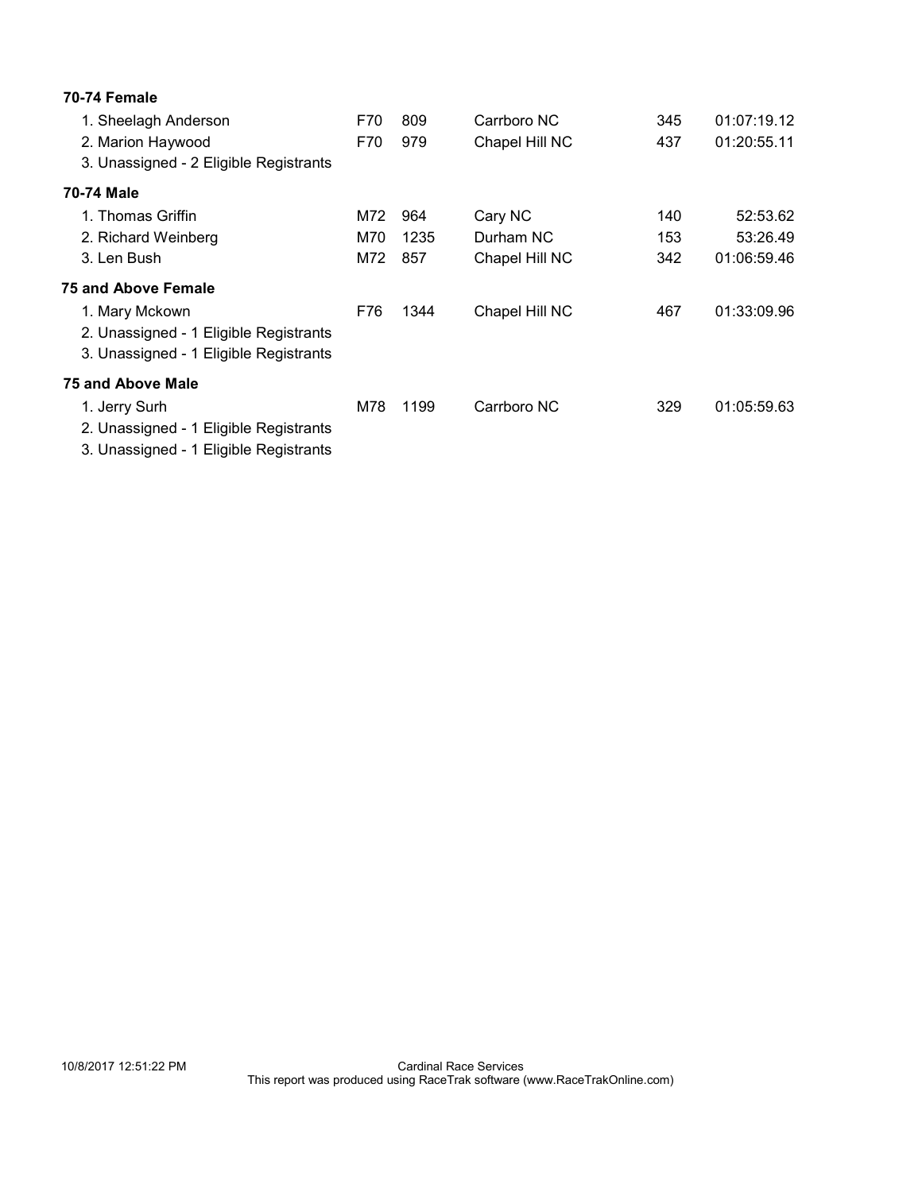**70-74 Female**

| | | | | | |
|---|---|---|---|---|---|
| 1. Sheelagh Anderson | F70 | 809 | Carrboro NC | 345 | 01:07:19.12 |
| 2. Marion Haywood | F70 | 979 | Chapel Hill NC | 437 | 01:20:55.11 |
| 3. Unassigned - 2 Eligible Registrants | | | | | |

**70-74 Male**

| | | | | | |
|---|---|---|---|---|---|
| 1. Thomas Griffin | M72 | 964 | Cary NC | 140 | 52:53.62 |
| 2. Richard Weinberg | M70 | 1235 | Durham NC | 153 | 53:26.49 |
| 3. Len Bush | M72 | 857 | Chapel Hill NC | 342 | 01:06:59.46 |

**75 and Above Female**

| | | | | | |
|---|---|---|---|---|---|
| 1. Mary Mckown | F76 | 1344 | Chapel Hill NC | 467 | 01:33:09.96 |
| 2. Unassigned - 1 Eligible Registrants | | | | | |
| 3. Unassigned - 1 Eligible Registrants | | | | | |

**75 and Above Male**

| | | | | | |
|---|---|---|---|---|---|
| 1. Jerry Surh | M78 | 1199 | Carrboro NC | 329 | 01:05:59.63 |
| 2. Unassigned - 1 Eligible Registrants | | | | | |
| 3. Unassigned - 1 Eligible Registrants | | | | | |

10/8/2017 12:51:22 PM

Cardinal Race Services
This report was produced using RaceTrak software (www.RaceTrakOnline.com)